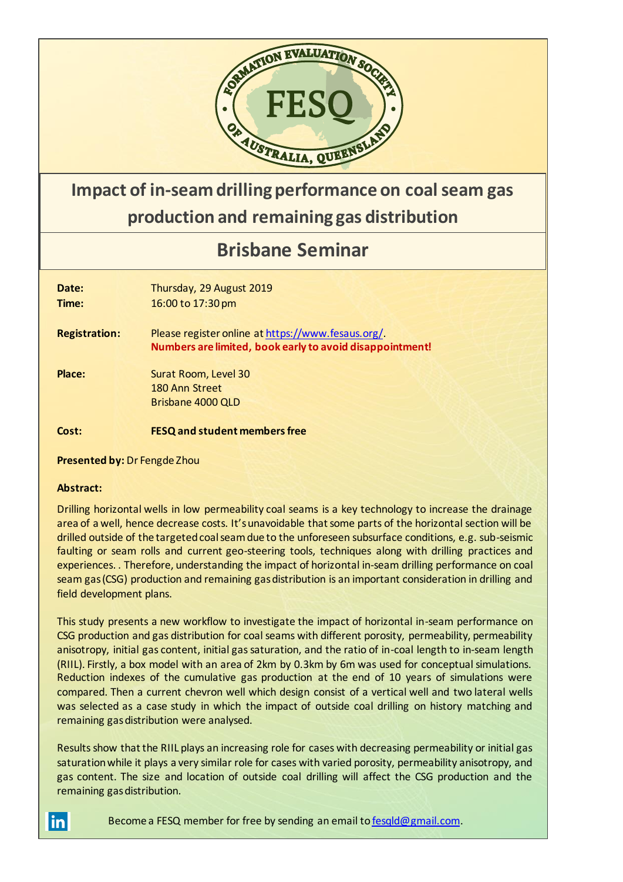FORMATION EVALUATION SOCIETY OF AUSTRALIA, QUEENSLAND

FESQ

# Impact of in-seam drilling performance on coal seam gas production and remaining gas distribution

## Brisbane Seminar

**Date:** Thursday, 29 August 2019
**Time:** 16:00 to 17:30 pm

**Registration:** Please register online at https://www.fesaus.org/.
**Numbers are limited, book early to avoid disappointment!**

**Place:** Surat Room, Level 30
180 Ann Street
Brisbane 4000 QLD

**Cost:** **FESQ and student members free**

**Presented by:** Dr Fengde Zhou

**Abstract:**

Drilling horizontal wells in low permeability coal seams is a key technology to increase the drainage area of a well, hence decrease costs. It's unavoidable that some parts of the horizontal section will be drilled outside of the targeted coal seam due to the unforeseen subsurface conditions, e.g. sub-seismic faulting or seam rolls and current geo-steering tools, techniques along with drilling practices and experiences. . Therefore, understanding the impact of horizontal in-seam drilling performance on coal seam gas (CSG) production and remaining gas distribution is an important consideration in drilling and field development plans.

This study presents a new workflow to investigate the impact of horizontal in-seam performance on CSG production and gas distribution for coal seams with different porosity, permeability, permeability anisotropy, initial gas content, initial gas saturation, and the ratio of in-coal length to in-seam length (RIIL). Firstly, a box model with an area of 2km by 0.3km by 6m was used for conceptual simulations. Reduction indexes of the cumulative gas production at the end of 10 years of simulations were compared. Then a current chevron well which design consist of a vertical well and two lateral wells was selected as a case study in which the impact of outside coal drilling on history matching and remaining gas distribution were analysed.

Results show that the RIIL plays an increasing role for cases with decreasing permeability or initial gas saturation while it plays a very similar role for cases with varied porosity, permeability anisotropy, and gas content. The size and location of outside coal drilling will affect the CSG production and the remaining gas distribution.

Become a FESQ member for free by sending an email to fesqld@gmail.com.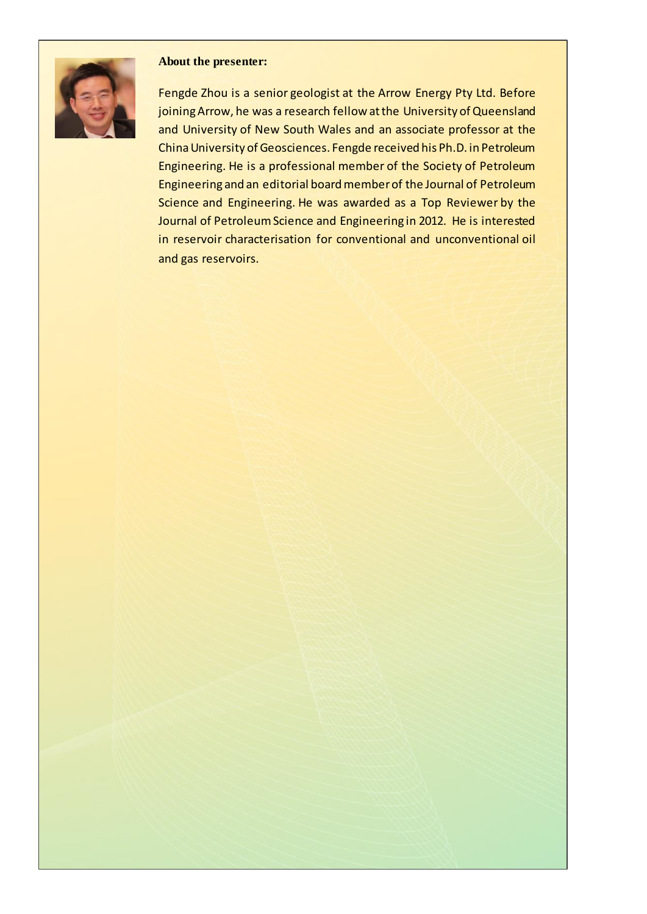**About the presenter:**

Fengde Zhou is a senior geologist at the Arrow Energy Pty Ltd. Before joining Arrow, he was a research fellow at the University of Queensland and University of New South Wales and an associate professor at the China University of Geosciences. Fengde received his Ph.D. in Petroleum Engineering. He is a professional member of the Society of Petroleum Engineering and an editorial board member of the Journal of Petroleum Science and Engineering. He was awarded as a Top Reviewer by the Journal of Petroleum Science and Engineering in 2012. He is interested in reservoir characterisation for conventional and unconventional oil and gas reservoirs.